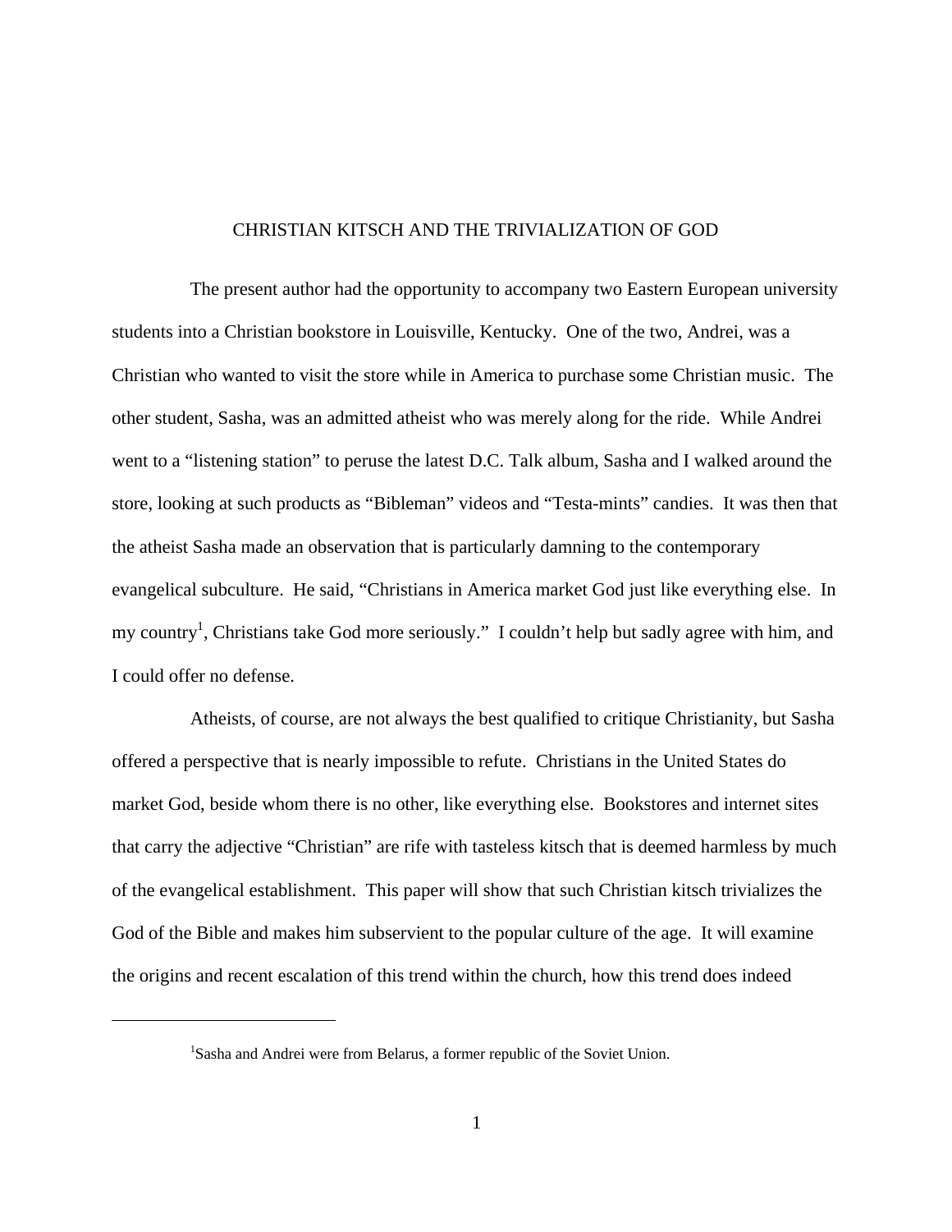# CHRISTIAN KITSCH AND THE TRIVIALIZATION OF GOD

The present author had the opportunity to accompany two Eastern European university students into a Christian bookstore in Louisville, Kentucky. One of the two, Andrei, was a Christian who wanted to visit the store while in America to purchase some Christian music. The other student, Sasha, was an admitted atheist who was merely along for the ride. While Andrei went to a "listening station" to peruse the latest D.C. Talk album, Sasha and I walked around the store, looking at such products as "Bibleman" videos and "Testa-mints" candies. It was then that the atheist Sasha made an observation that is particularly damning to the contemporary evangelical subculture. He said, "Christians in America market God just like everything else. In my country[1], Christians take God more seriously." I couldn't help but sadly agree with him, and I could offer no defense.

Atheists, of course, are not always the best qualified to critique Christianity, but Sasha offered a perspective that is nearly impossible to refute. Christians in the United States do market God, beside whom there is no other, like everything else. Bookstores and internet sites that carry the adjective "Christian" are rife with tasteless kitsch that is deemed harmless by much of the evangelical establishment. This paper will show that such Christian kitsch trivializes the God of the Bible and makes him subservient to the popular culture of the age. It will examine the origins and recent escalation of this trend within the church, how this trend does indeed

[1] Sasha and Andrei were from Belarus, a former republic of the Soviet Union.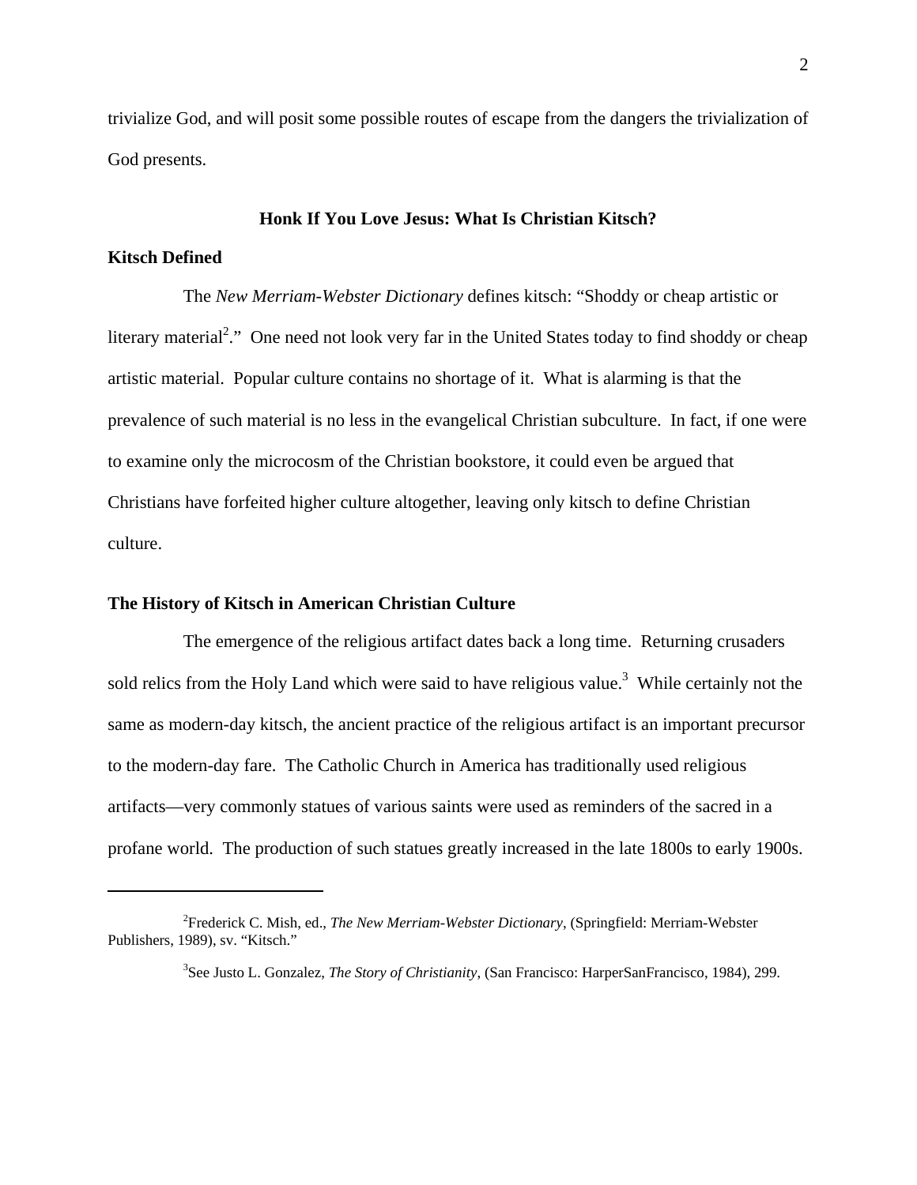trivialize God, and will posit some possible routes of escape from the dangers the trivialization of God presents.

## Honk If You Love Jesus: What Is Christian Kitsch?

### Kitsch Defined

The *New Merriam-Webster Dictionary* defines kitsch: "Shoddy or cheap artistic or literary material[2]." One need not look very far in the United States today to find shoddy or cheap artistic material. Popular culture contains no shortage of it. What is alarming is that the prevalence of such material is no less in the evangelical Christian subculture. In fact, if one were to examine only the microcosm of the Christian bookstore, it could even be argued that Christians have forfeited higher culture altogether, leaving only kitsch to define Christian culture.

### The History of Kitsch in American Christian Culture

The emergence of the religious artifact dates back a long time. Returning crusaders sold relics from the Holy Land which were said to have religious value.[3] While certainly not the same as modern-day kitsch, the ancient practice of the religious artifact is an important precursor to the modern-day fare. The Catholic Church in America has traditionally used religious artifacts—very commonly statues of various saints were used as reminders of the sacred in a profane world. The production of such statues greatly increased in the late 1800s to early 1900s.

---

[2]Frederick C. Mish, ed., *The New Merriam-Webster Dictionary*, (Springfield: Merriam-Webster Publishers, 1989), sv. "Kitsch."

[3]See Justo L. Gonzalez, *The Story of Christianity*, (San Francisco: HarperSanFrancisco, 1984), 299.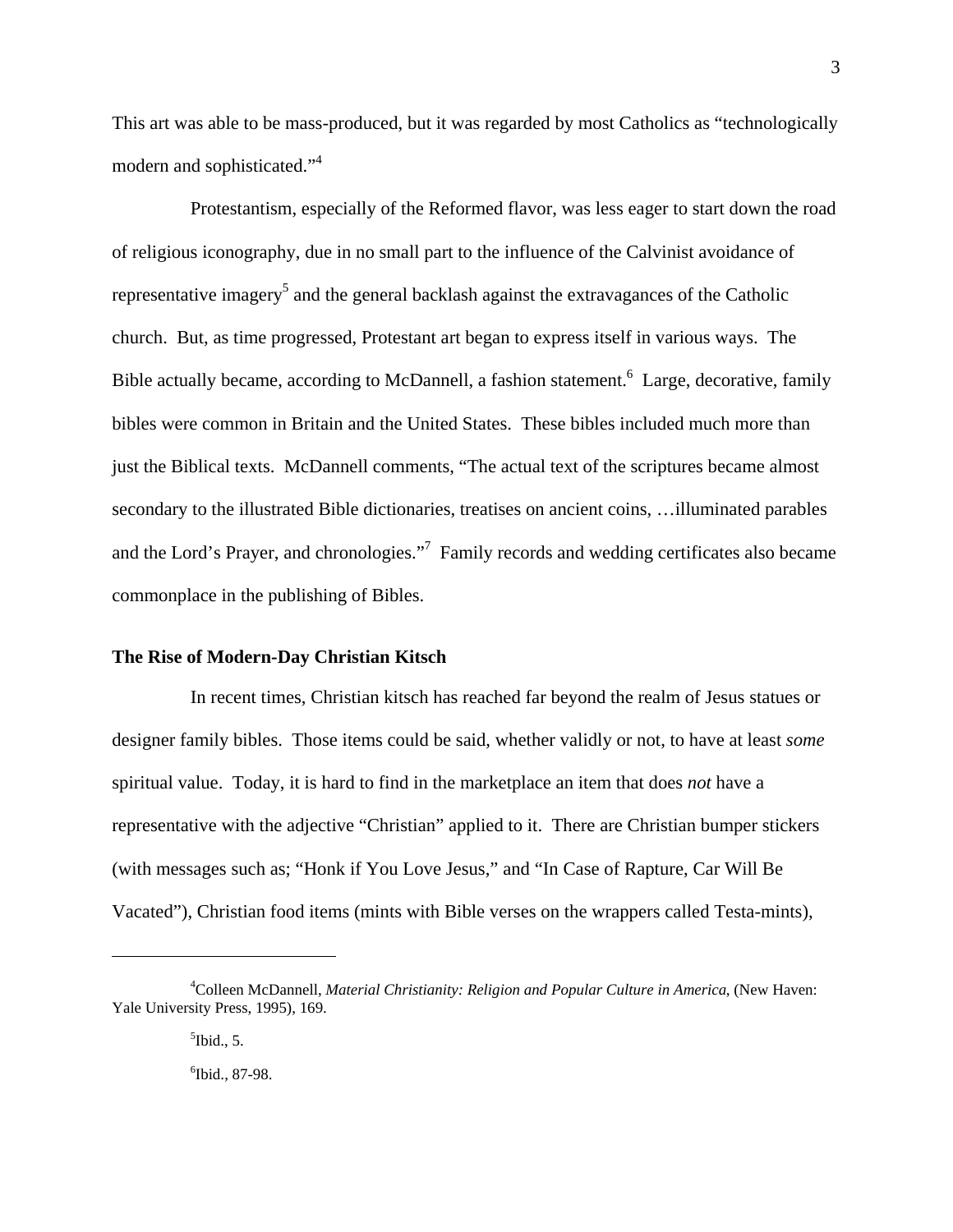This art was able to be mass-produced, but it was regarded by most Catholics as "technologically modern and sophisticated."[4]

Protestantism, especially of the Reformed flavor, was less eager to start down the road of religious iconography, due in no small part to the influence of the Calvinist avoidance of representative imagery[5] and the general backlash against the extravagances of the Catholic church. But, as time progressed, Protestant art began to express itself in various ways. The Bible actually became, according to McDannell, a fashion statement.[6] Large, decorative, family bibles were common in Britain and the United States. These bibles included much more than just the Biblical texts. McDannell comments, "The actual text of the scriptures became almost secondary to the illustrated Bible dictionaries, treatises on ancient coins, …illuminated parables and the Lord's Prayer, and chronologies."[7] Family records and wedding certificates also became commonplace in the publishing of Bibles.

### The Rise of Modern-Day Christian Kitsch

In recent times, Christian kitsch has reached far beyond the realm of Jesus statues or designer family bibles. Those items could be said, whether validly or not, to have at least *some* spiritual value. Today, it is hard to find in the marketplace an item that does *not* have a representative with the adjective "Christian" applied to it. There are Christian bumper stickers (with messages such as; "Honk if You Love Jesus," and "In Case of Rapture, Car Will Be Vacated"), Christian food items (mints with Bible verses on the wrappers called Testa-mints),

---

[4]Colleen McDannell, *Material Christianity: Religion and Popular Culture in America*, (New Haven: Yale University Press, 1995), 169.

[5]Ibid., 5.

[6]Ibid., 87-98.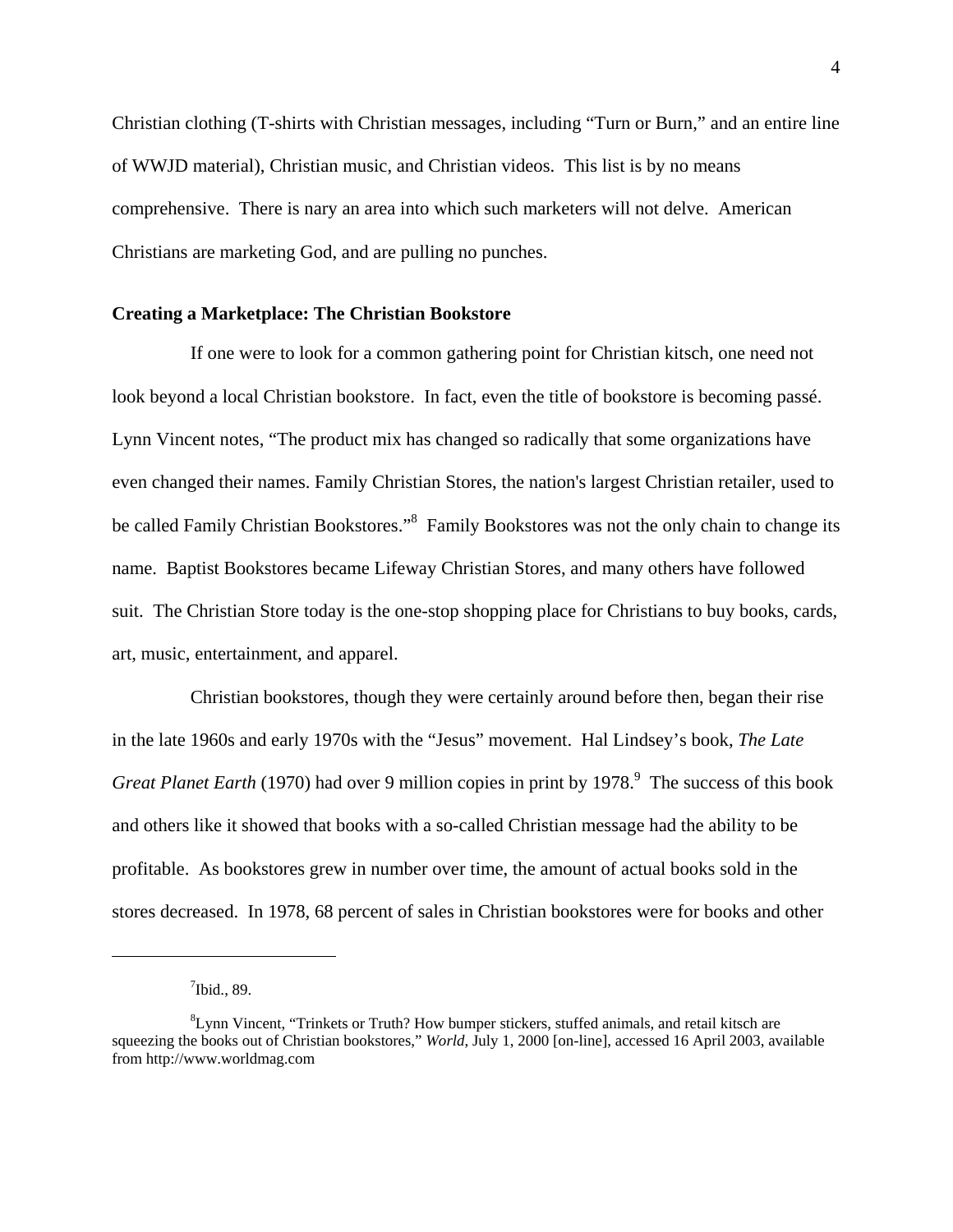Christian clothing (T-shirts with Christian messages, including "Turn or Burn," and an entire line of WWJD material), Christian music, and Christian videos. This list is by no means comprehensive. There is nary an area into which such marketers will not delve. American Christians are marketing God, and are pulling no punches.

**Creating a Marketplace: The Christian Bookstore**

If one were to look for a common gathering point for Christian kitsch, one need not look beyond a local Christian bookstore. In fact, even the title of bookstore is becoming passé. Lynn Vincent notes, "The product mix has changed so radically that some organizations have even changed their names. Family Christian Stores, the nation's largest Christian retailer, used to be called Family Christian Bookstores."[8] Family Bookstores was not the only chain to change its name. Baptist Bookstores became Lifeway Christian Stores, and many others have followed suit. The Christian Store today is the one-stop shopping place for Christians to buy books, cards, art, music, entertainment, and apparel.

Christian bookstores, though they were certainly around before then, began their rise in the late 1960s and early 1970s with the "Jesus" movement. Hal Lindsey's book, *The Late Great Planet Earth* (1970) had over 9 million copies in print by 1978.[9] The success of this book and others like it showed that books with a so-called Christian message had the ability to be profitable. As bookstores grew in number over time, the amount of actual books sold in the stores decreased. In 1978, 68 percent of sales in Christian bookstores were for books and other

---

[7]Ibid., 89.

[8]Lynn Vincent, "Trinkets or Truth? How bumper stickers, stuffed animals, and retail kitsch are squeezing the books out of Christian bookstores," *World*, July 1, 2000 [on-line], accessed 16 April 2003, available from http://www.worldmag.com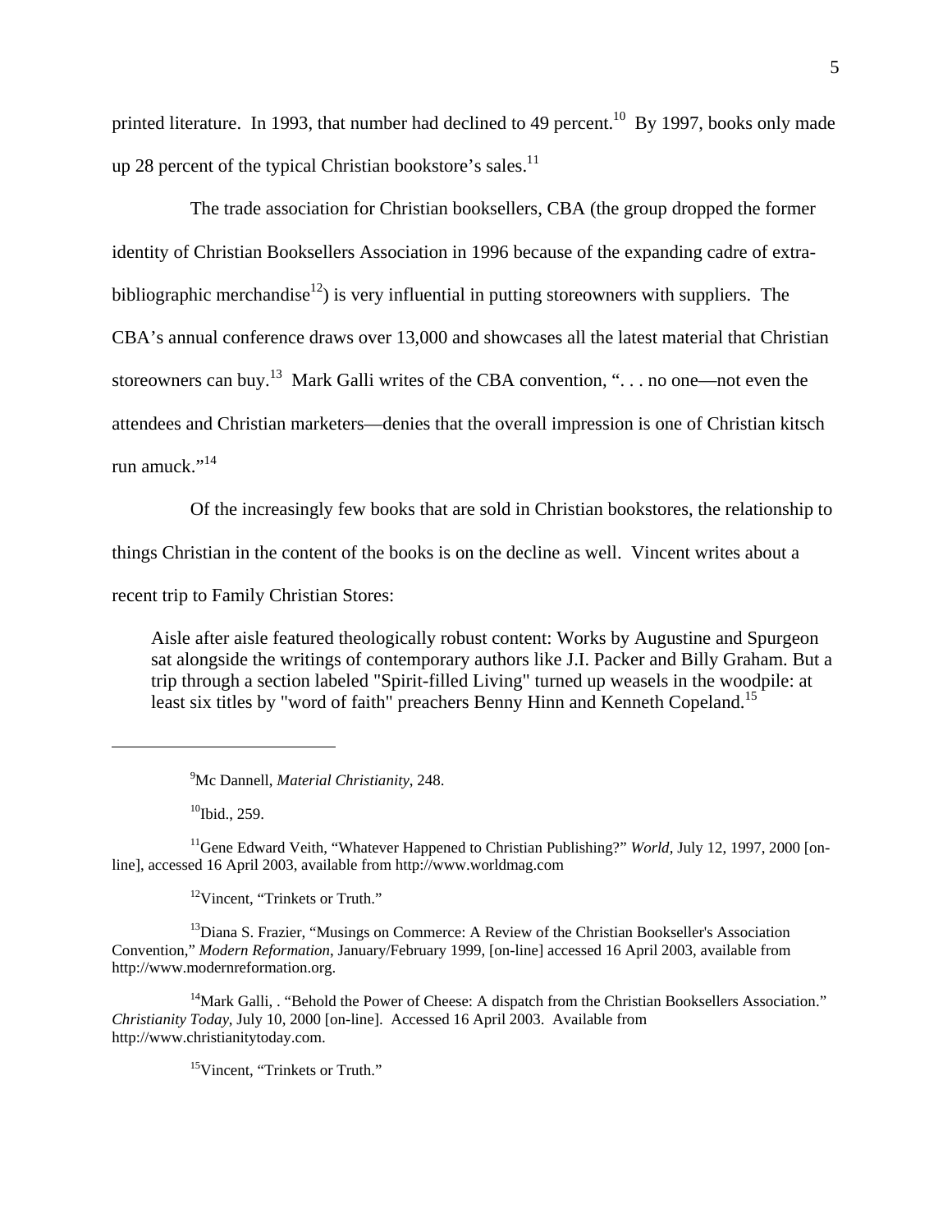printed literature. In 1993, that number had declined to 49 percent.[10] By 1997, books only made up 28 percent of the typical Christian bookstore's sales.[11]

The trade association for Christian booksellers, CBA (the group dropped the former identity of Christian Booksellers Association in 1996 because of the expanding cadre of extra-bibliographic merchandise[12]) is very influential in putting storeowners with suppliers. The CBA's annual conference draws over 13,000 and showcases all the latest material that Christian storeowners can buy.[13] Mark Galli writes of the CBA convention, ". . . no one—not even the attendees and Christian marketers—denies that the overall impression is one of Christian kitsch run amuck."[14]

Of the increasingly few books that are sold in Christian bookstores, the relationship to things Christian in the content of the books is on the decline as well. Vincent writes about a recent trip to Family Christian Stores:

> Aisle after aisle featured theologically robust content: Works by Augustine and Spurgeon sat alongside the writings of contemporary authors like J.I. Packer and Billy Graham. But a trip through a section labeled "Spirit-filled Living" turned up weasels in the woodpile: at least six titles by "word of faith" preachers Benny Hinn and Kenneth Copeland.[15]

---

[9]Mc Dannell, *Material Christianity*, 248.

[10]Ibid., 259.

[11]Gene Edward Veith, "Whatever Happened to Christian Publishing?" *World*, July 12, 1997, 2000 [on-line], accessed 16 April 2003, available from http://www.worldmag.com

[12]Vincent, "Trinkets or Truth."

[13]Diana S. Frazier, "Musings on Commerce: A Review of the Christian Bookseller's Association Convention," *Modern Reformation*, January/February 1999, [on-line] accessed 16 April 2003, available from http://www.modernreformation.org.

[14]Mark Galli, . "Behold the Power of Cheese: A dispatch from the Christian Booksellers Association." *Christianity Today*, July 10, 2000 [on-line]. Accessed 16 April 2003. Available from http://www.christianitytoday.com.

[15]Vincent, "Trinkets or Truth."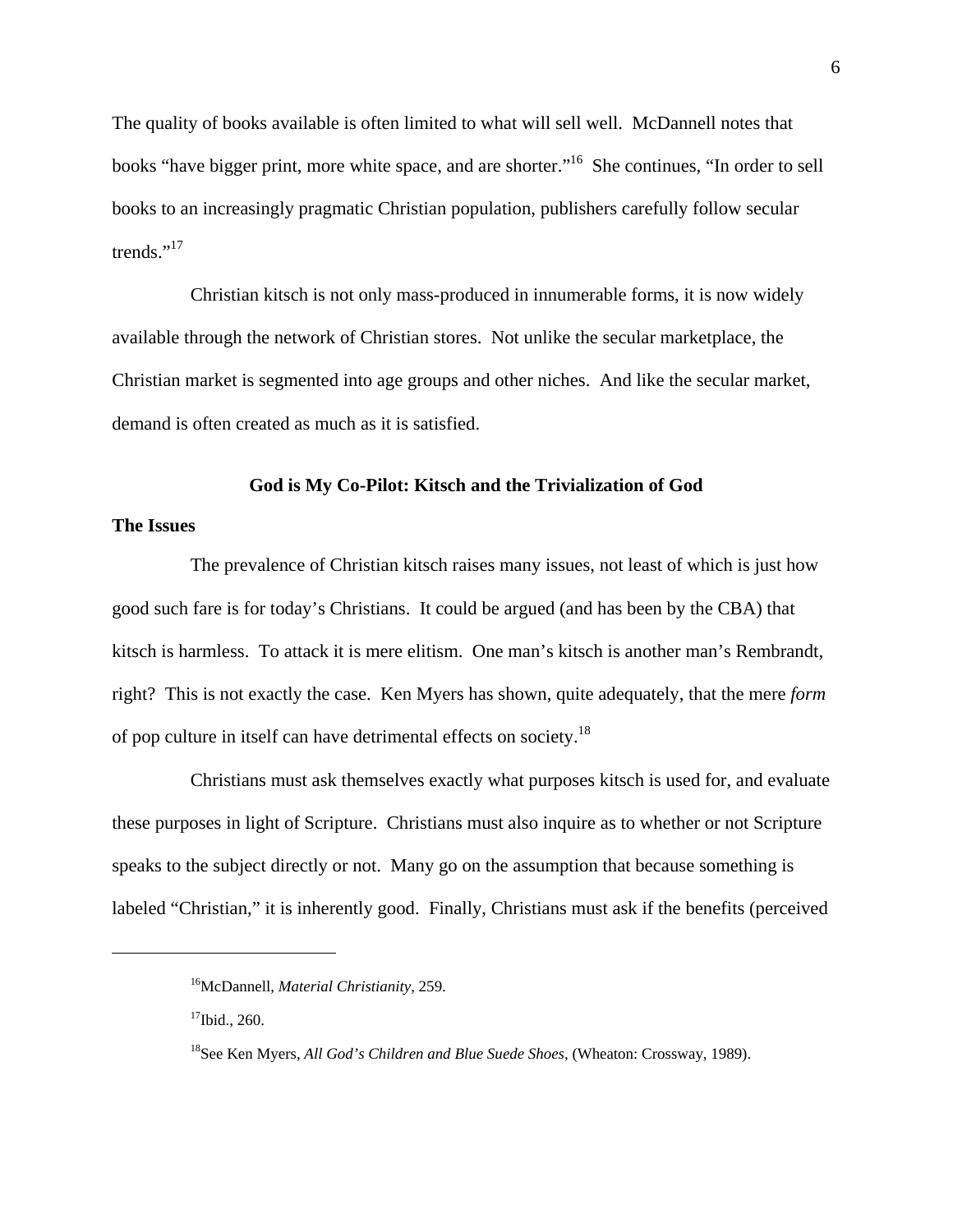The quality of books available is often limited to what will sell well. McDannell notes that books "have bigger print, more white space, and are shorter."[16] She continues, "In order to sell books to an increasingly pragmatic Christian population, publishers carefully follow secular trends."[17]

Christian kitsch is not only mass-produced in innumerable forms, it is now widely available through the network of Christian stores. Not unlike the secular marketplace, the Christian market is segmented into age groups and other niches. And like the secular market, demand is often created as much as it is satisfied.

## God is My Co-Pilot: Kitsch and the Trivialization of God

### The Issues

The prevalence of Christian kitsch raises many issues, not least of which is just how good such fare is for today's Christians. It could be argued (and has been by the CBA) that kitsch is harmless. To attack it is mere elitism. One man's kitsch is another man's Rembrandt, right? This is not exactly the case. Ken Myers has shown, quite adequately, that the mere *form* of pop culture in itself can have detrimental effects on society.[18]

Christians must ask themselves exactly what purposes kitsch is used for, and evaluate these purposes in light of Scripture. Christians must also inquire as to whether or not Scripture speaks to the subject directly or not. Many go on the assumption that because something is labeled "Christian," it is inherently good. Finally, Christians must ask if the benefits (perceived

---

[16] McDannell, *Material Christianity*, 259.

[17] Ibid., 260.

[18] See Ken Myers, *All God's Children and Blue Suede Shoes*, (Wheaton: Crossway, 1989).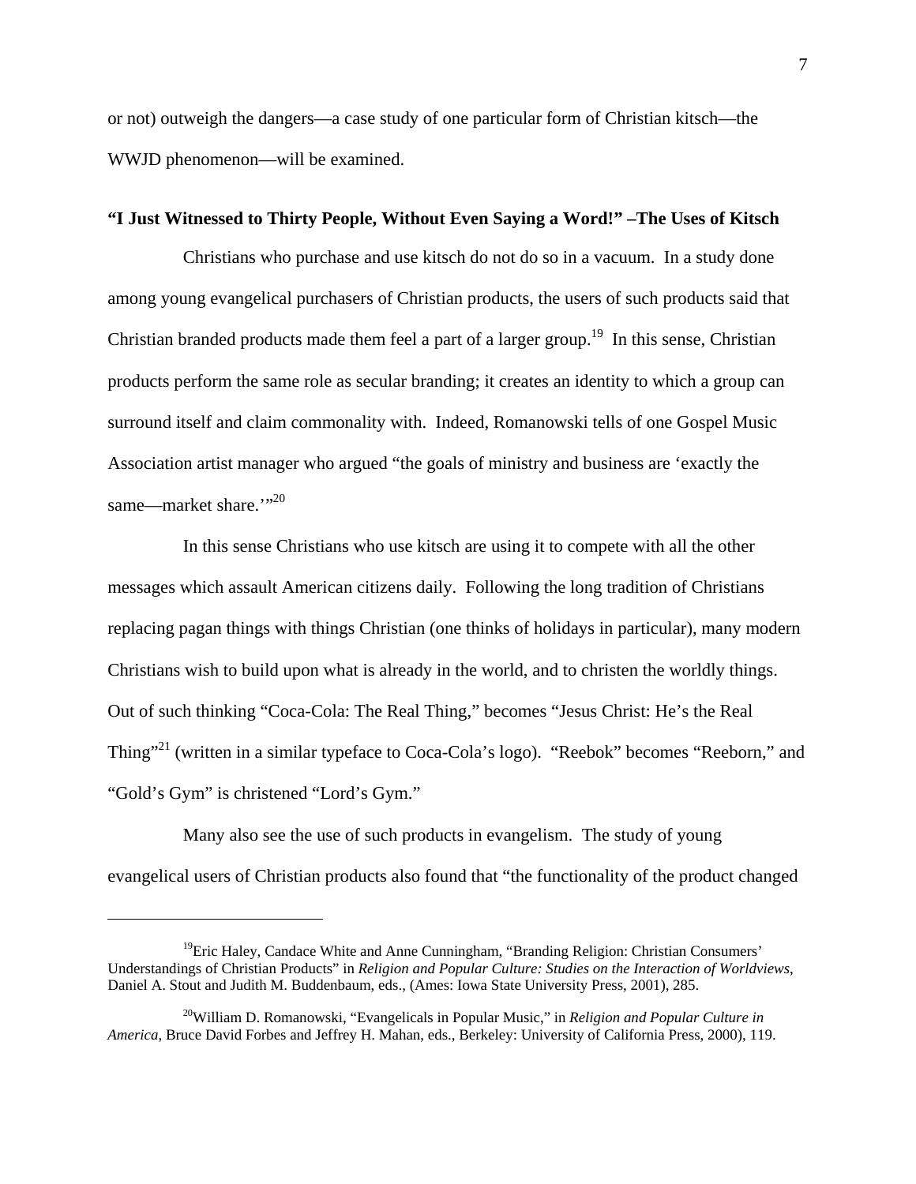or not) outweigh the dangers—a case study of one particular form of Christian kitsch—the WWJD phenomenon—will be examined.

**"I Just Witnessed to Thirty People, Without Even Saying a Word!" –The Uses of Kitsch**

Christians who purchase and use kitsch do not do so in a vacuum. In a study done among young evangelical purchasers of Christian products, the users of such products said that Christian branded products made them feel a part of a larger group.[19] In this sense, Christian products perform the same role as secular branding; it creates an identity to which a group can surround itself and claim commonality with. Indeed, Romanowski tells of one Gospel Music Association artist manager who argued "the goals of ministry and business are 'exactly the same—market share.'"[20]

In this sense Christians who use kitsch are using it to compete with all the other messages which assault American citizens daily. Following the long tradition of Christians replacing pagan things with things Christian (one thinks of holidays in particular), many modern Christians wish to build upon what is already in the world, and to christen the worldly things. Out of such thinking "Coca-Cola: The Real Thing," becomes "Jesus Christ: He's the Real Thing"[21] (written in a similar typeface to Coca-Cola's logo). "Reebok" becomes "Reeborn," and "Gold's Gym" is christened "Lord's Gym."

Many also see the use of such products in evangelism. The study of young evangelical users of Christian products also found that "the functionality of the product changed

---

[19] Eric Haley, Candace White and Anne Cunningham, "Branding Religion: Christian Consumers' Understandings of Christian Products" in *Religion and Popular Culture: Studies on the Interaction of Worldviews*, Daniel A. Stout and Judith M. Buddenbaum, eds., (Ames: Iowa State University Press, 2001), 285.

[20] William D. Romanowski, "Evangelicals in Popular Music," in *Religion and Popular Culture in America*, Bruce David Forbes and Jeffrey H. Mahan, eds., Berkeley: University of California Press, 2000), 119.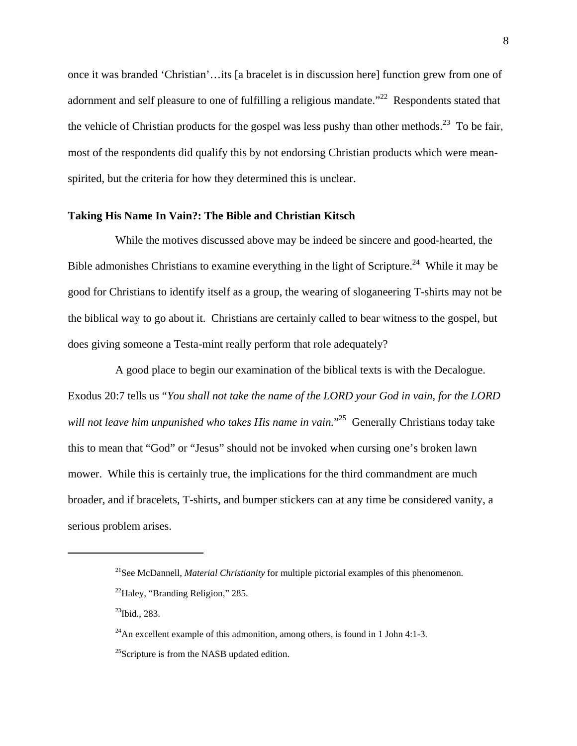once it was branded 'Christian'…its [a bracelet is in discussion here] function grew from one of adornment and self pleasure to one of fulfilling a religious mandate."[22] Respondents stated that the vehicle of Christian products for the gospel was less pushy than other methods.[23] To be fair, most of the respondents did qualify this by not endorsing Christian products which were mean-spirited, but the criteria for how they determined this is unclear.

**Taking His Name In Vain?: The Bible and Christian Kitsch**

While the motives discussed above may be indeed be sincere and good-hearted, the Bible admonishes Christians to examine everything in the light of Scripture.[24] While it may be good for Christians to identify itself as a group, the wearing of sloganeering T-shirts may not be the biblical way to go about it. Christians are certainly called to bear witness to the gospel, but does giving someone a Testa-mint really perform that role adequately?

A good place to begin our examination of the biblical texts is with the Decalogue. Exodus 20:7 tells us "*You shall not take the name of the LORD your God in vain, for the LORD will not leave him unpunished who takes His name in vain.*"[25] Generally Christians today take this to mean that "God" or "Jesus" should not be invoked when cursing one's broken lawn mower. While this is certainly true, the implications for the third commandment are much broader, and if bracelets, T-shirts, and bumper stickers can at any time be considered vanity, a serious problem arises.

---

[21]See McDannell, *Material Christianity* for multiple pictorial examples of this phenomenon.

[22]Haley, "Branding Religion," 285.

[23]Ibid., 283.

[24]An excellent example of this admonition, among others, is found in 1 John 4:1-3.

[25]Scripture is from the NASB updated edition.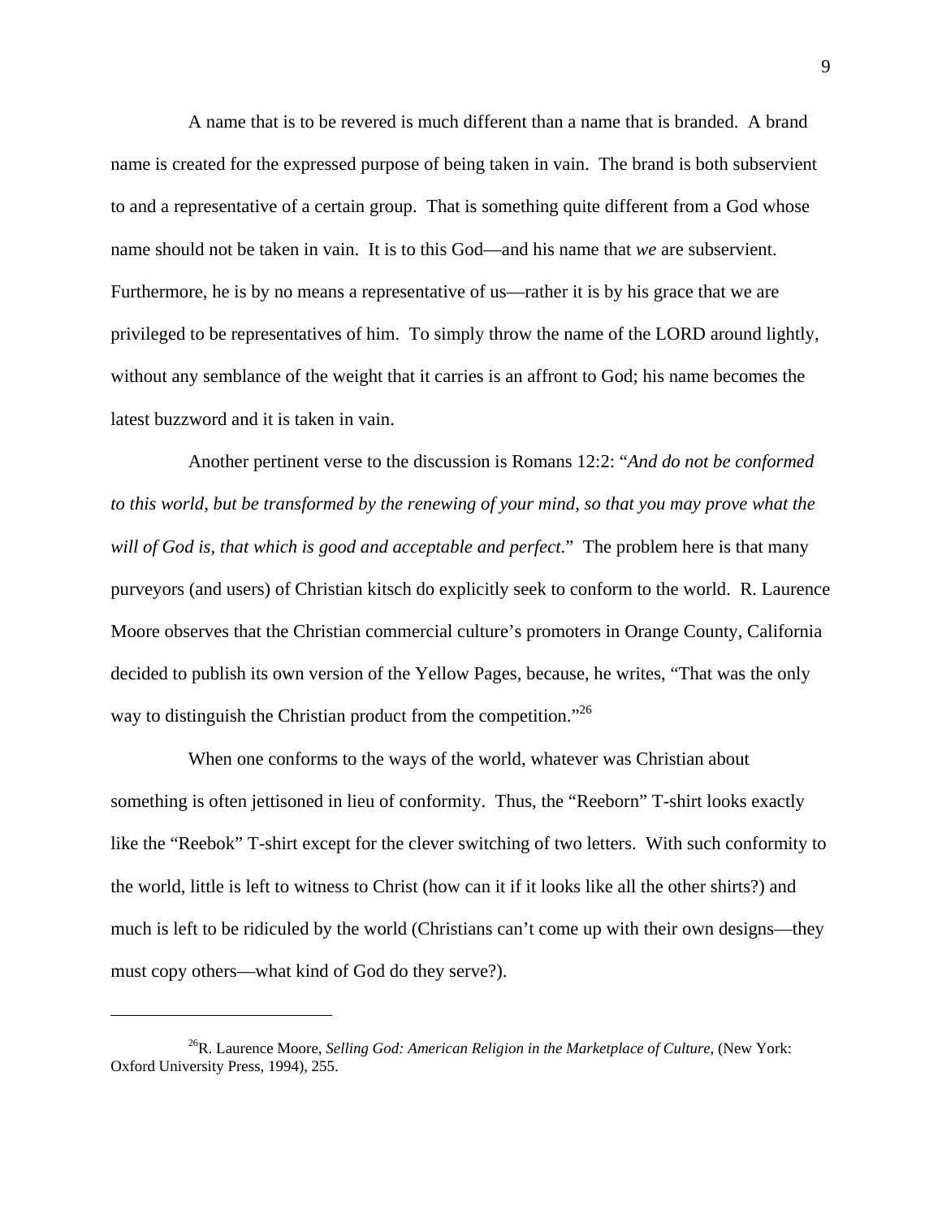A name that is to be revered is much different than a name that is branded. A brand name is created for the expressed purpose of being taken in vain. The brand is both subservient to and a representative of a certain group. That is something quite different from a God whose name should not be taken in vain. It is to this God—and his name that *we* are subservient. Furthermore, he is by no means a representative of us—rather it is by his grace that we are privileged to be representatives of him. To simply throw the name of the LORD around lightly, without any semblance of the weight that it carries is an affront to God; his name becomes the latest buzzword and it is taken in vain.

Another pertinent verse to the discussion is Romans 12:2: "*And do not be conformed to this world, but be transformed by the renewing of your mind, so that you may prove what the will of God is, that which is good and acceptable and perfect*." The problem here is that many purveyors (and users) of Christian kitsch do explicitly seek to conform to the world. R. Laurence Moore observes that the Christian commercial culture's promoters in Orange County, California decided to publish its own version of the Yellow Pages, because, he writes, "That was the only way to distinguish the Christian product from the competition."[26]

When one conforms to the ways of the world, whatever was Christian about something is often jettisoned in lieu of conformity. Thus, the "Reeborn" T-shirt looks exactly like the "Reebok" T-shirt except for the clever switching of two letters. With such conformity to the world, little is left to witness to Christ (how can it if it looks like all the other shirts?) and much is left to be ridiculed by the world (Christians can't come up with their own designs—they must copy others—what kind of God do they serve?).

---

[26] R. Laurence Moore, *Selling God: American Religion in the Marketplace of Culture*, (New York: Oxford University Press, 1994), 255.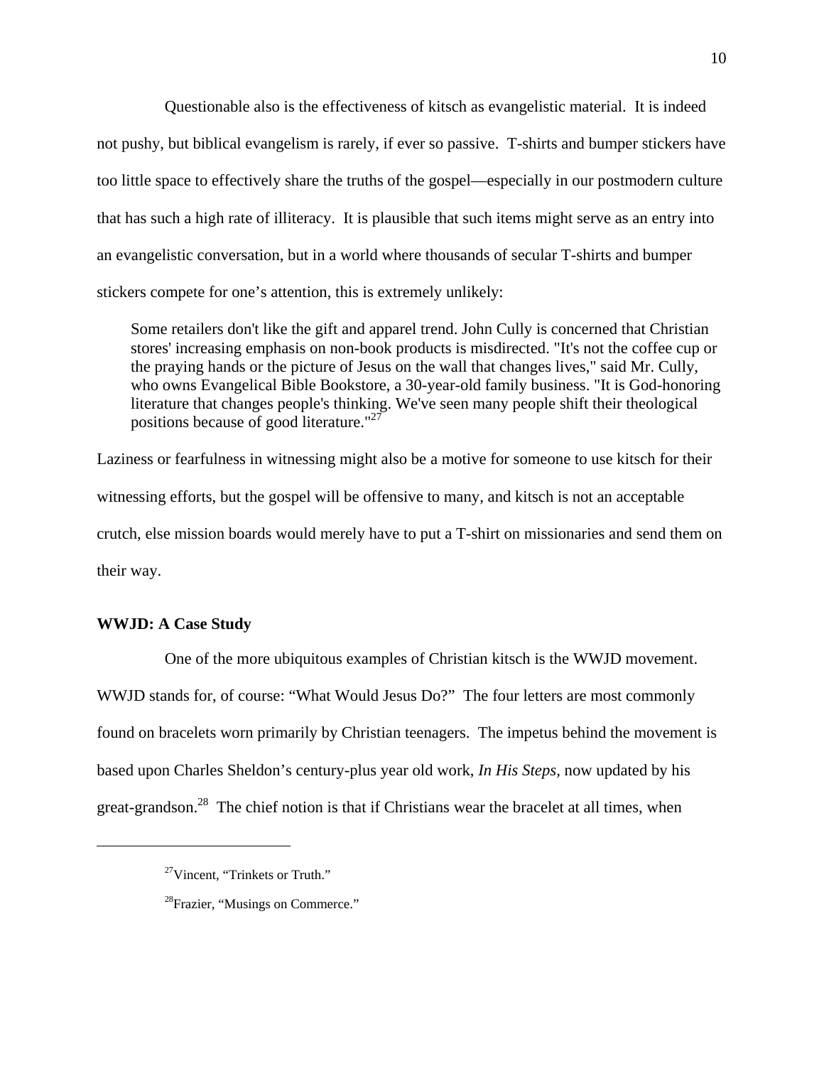Questionable also is the effectiveness of kitsch as evangelistic material. It is indeed not pushy, but biblical evangelism is rarely, if ever so passive. T-shirts and bumper stickers have too little space to effectively share the truths of the gospel—especially in our postmodern culture that has such a high rate of illiteracy. It is plausible that such items might serve as an entry into an evangelistic conversation, but in a world where thousands of secular T-shirts and bumper stickers compete for one's attention, this is extremely unlikely:

> Some retailers don't like the gift and apparel trend. John Cully is concerned that Christian stores' increasing emphasis on non-book products is misdirected. "It's not the coffee cup or the praying hands or the picture of Jesus on the wall that changes lives," said Mr. Cully, who owns Evangelical Bible Bookstore, a 30-year-old family business. "It is God-honoring literature that changes people's thinking. We've seen many people shift their theological positions because of good literature."[27]

Laziness or fearfulness in witnessing might also be a motive for someone to use kitsch for their witnessing efforts, but the gospel will be offensive to many, and kitsch is not an acceptable crutch, else mission boards would merely have to put a T-shirt on missionaries and send them on their way.

**WWJD: A Case Study**

One of the more ubiquitous examples of Christian kitsch is the WWJD movement. WWJD stands for, of course: "What Would Jesus Do?" The four letters are most commonly found on bracelets worn primarily by Christian teenagers. The impetus behind the movement is based upon Charles Sheldon's century-plus year old work, *In His Steps*, now updated by his great-grandson.[28] The chief notion is that if Christians wear the bracelet at all times, when

---

[27]Vincent, "Trinkets or Truth."

[28]Frazier, "Musings on Commerce."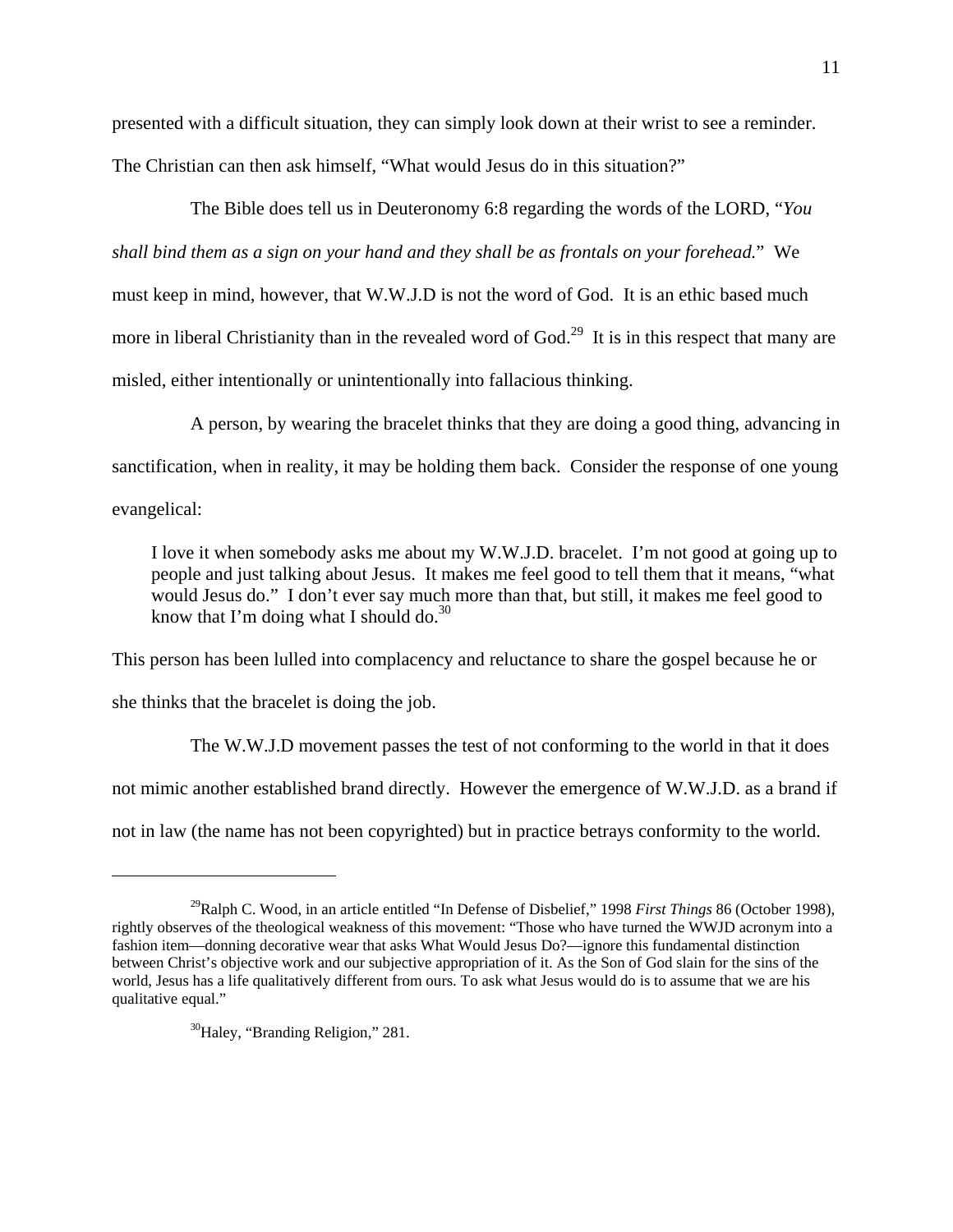presented with a difficult situation, they can simply look down at their wrist to see a reminder. The Christian can then ask himself, "What would Jesus do in this situation?"

The Bible does tell us in Deuteronomy 6:8 regarding the words of the LORD, "*You shall bind them as a sign on your hand and they shall be as frontals on your forehead.*" We must keep in mind, however, that W.W.J.D is not the word of God. It is an ethic based much more in liberal Christianity than in the revealed word of God.[29] It is in this respect that many are misled, either intentionally or unintentionally into fallacious thinking.

A person, by wearing the bracelet thinks that they are doing a good thing, advancing in sanctification, when in reality, it may be holding them back. Consider the response of one young evangelical:

> I love it when somebody asks me about my W.W.J.D. bracelet. I'm not good at going up to people and just talking about Jesus. It makes me feel good to tell them that it means, "what would Jesus do." I don't ever say much more than that, but still, it makes me feel good to know that I'm doing what I should do.[30]

This person has been lulled into complacency and reluctance to share the gospel because he or she thinks that the bracelet is doing the job.

The W.W.J.D movement passes the test of not conforming to the world in that it does not mimic another established brand directly. However the emergence of W.W.J.D. as a brand if not in law (the name has not been copyrighted) but in practice betrays conformity to the world.

---

[29]Ralph C. Wood, in an article entitled "In Defense of Disbelief," 1998 *First Things* 86 (October 1998), rightly observes of the theological weakness of this movement: "Those who have turned the WWJD acronym into a fashion item—donning decorative wear that asks What Would Jesus Do?—ignore this fundamental distinction between Christ's objective work and our subjective appropriation of it. As the Son of God slain for the sins of the world, Jesus has a life qualitatively different from ours. To ask what Jesus would do is to assume that we are his qualitative equal."

[30]Haley, "Branding Religion," 281.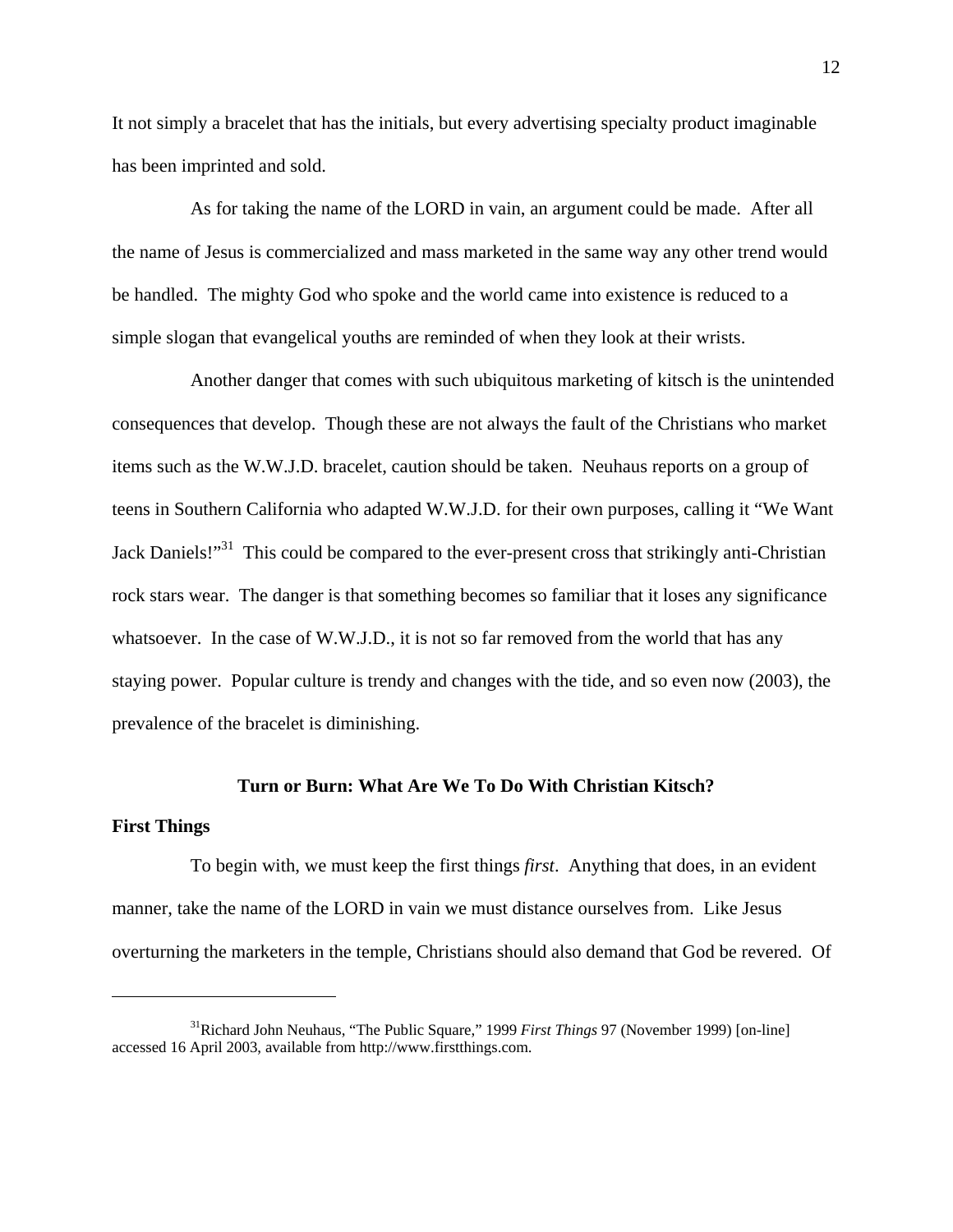It not simply a bracelet that has the initials, but every advertising specialty product imaginable has been imprinted and sold.

As for taking the name of the LORD in vain, an argument could be made. After all the name of Jesus is commercialized and mass marketed in the same way any other trend would be handled. The mighty God who spoke and the world came into existence is reduced to a simple slogan that evangelical youths are reminded of when they look at their wrists.

Another danger that comes with such ubiquitous marketing of kitsch is the unintended consequences that develop. Though these are not always the fault of the Christians who market items such as the W.W.J.D. bracelet, caution should be taken. Neuhaus reports on a group of teens in Southern California who adapted W.W.J.D. for their own purposes, calling it "We Want Jack Daniels!"[31] This could be compared to the ever-present cross that strikingly anti-Christian rock stars wear. The danger is that something becomes so familiar that it loses any significance whatsoever. In the case of W.W.J.D., it is not so far removed from the world that has any staying power. Popular culture is trendy and changes with the tide, and so even now (2003), the prevalence of the bracelet is diminishing.

## Turn or Burn: What Are We To Do With Christian Kitsch?

### First Things

To begin with, we must keep the first things *first*. Anything that does, in an evident manner, take the name of the LORD in vain we must distance ourselves from. Like Jesus overturning the marketers in the temple, Christians should also demand that God be revered. Of

---

[31]Richard John Neuhaus, "The Public Square," 1999 *First Things* 97 (November 1999) [on-line] accessed 16 April 2003, available from http://www.firstthings.com.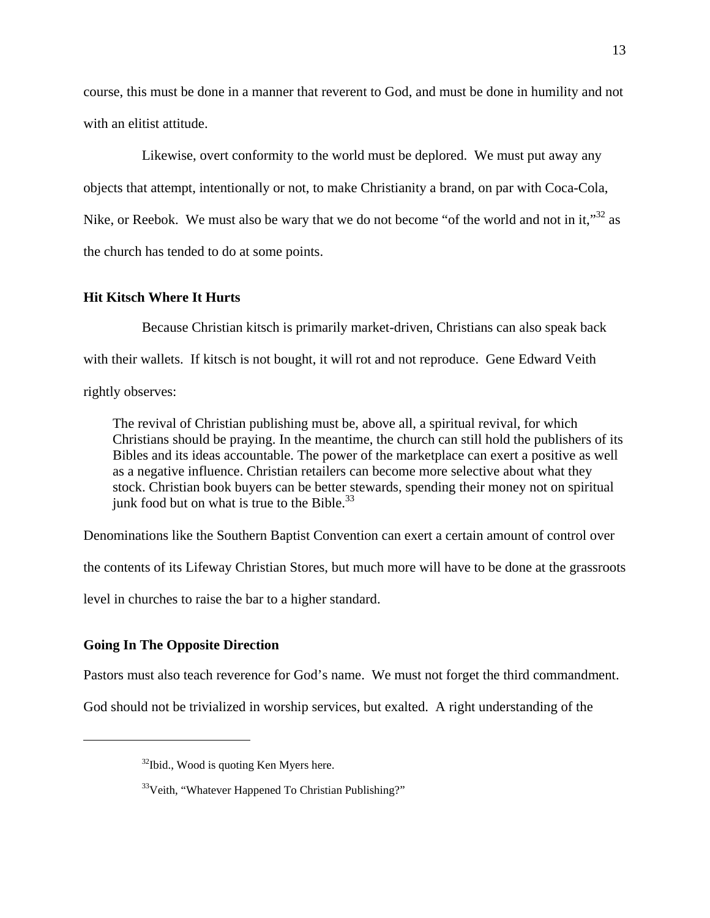course, this must be done in a manner that reverent to God, and must be done in humility and not with an elitist attitude.

Likewise, overt conformity to the world must be deplored. We must put away any objects that attempt, intentionally or not, to make Christianity a brand, on par with Coca-Cola, Nike, or Reebok. We must also be wary that we do not become "of the world and not in it,"[32] as the church has tended to do at some points.

### Hit Kitsch Where It Hurts

Because Christian kitsch is primarily market-driven, Christians can also speak back with their wallets. If kitsch is not bought, it will rot and not reproduce. Gene Edward Veith rightly observes:

> The revival of Christian publishing must be, above all, a spiritual revival, for which Christians should be praying. In the meantime, the church can still hold the publishers of its Bibles and its ideas accountable. The power of the marketplace can exert a positive as well as a negative influence. Christian retailers can become more selective about what they stock. Christian book buyers can be better stewards, spending their money not on spiritual junk food but on what is true to the Bible.[33]

Denominations like the Southern Baptist Convention can exert a certain amount of control over the contents of its Lifeway Christian Stores, but much more will have to be done at the grassroots level in churches to raise the bar to a higher standard.

### Going In The Opposite Direction

Pastors must also teach reverence for God's name. We must not forget the third commandment. God should not be trivialized in worship services, but exalted. A right understanding of the

---

[32]Ibid., Wood is quoting Ken Myers here.

[33]Veith, "Whatever Happened To Christian Publishing?"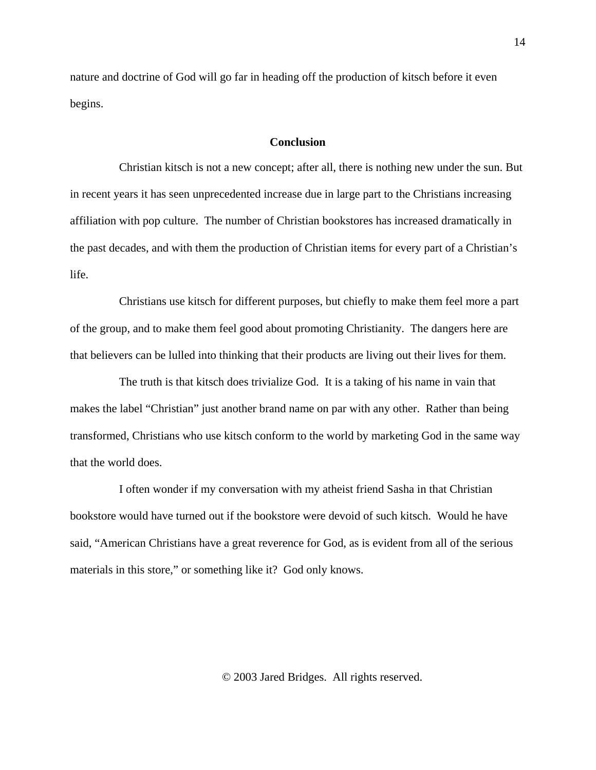nature and doctrine of God will go far in heading off the production of kitsch before it even begins.

## Conclusion

Christian kitsch is not a new concept; after all, there is nothing new under the sun. But in recent years it has seen unprecedented increase due in large part to the Christians increasing affiliation with pop culture.  The number of Christian bookstores has increased dramatically in the past decades, and with them the production of Christian items for every part of a Christian's life.

Christians use kitsch for different purposes, but chiefly to make them feel more a part of the group, and to make them feel good about promoting Christianity.  The dangers here are that believers can be lulled into thinking that their products are living out their lives for them.

The truth is that kitsch does trivialize God.  It is a taking of his name in vain that makes the label "Christian" just another brand name on par with any other.  Rather than being transformed, Christians who use kitsch conform to the world by marketing God in the same way that the world does.

I often wonder if my conversation with my atheist friend Sasha in that Christian bookstore would have turned out if the bookstore were devoid of such kitsch.  Would he have said, "American Christians have a great reverence for God, as is evident from all of the serious materials in this store," or something like it?  God only knows.

© 2003 Jared Bridges.  All rights reserved.